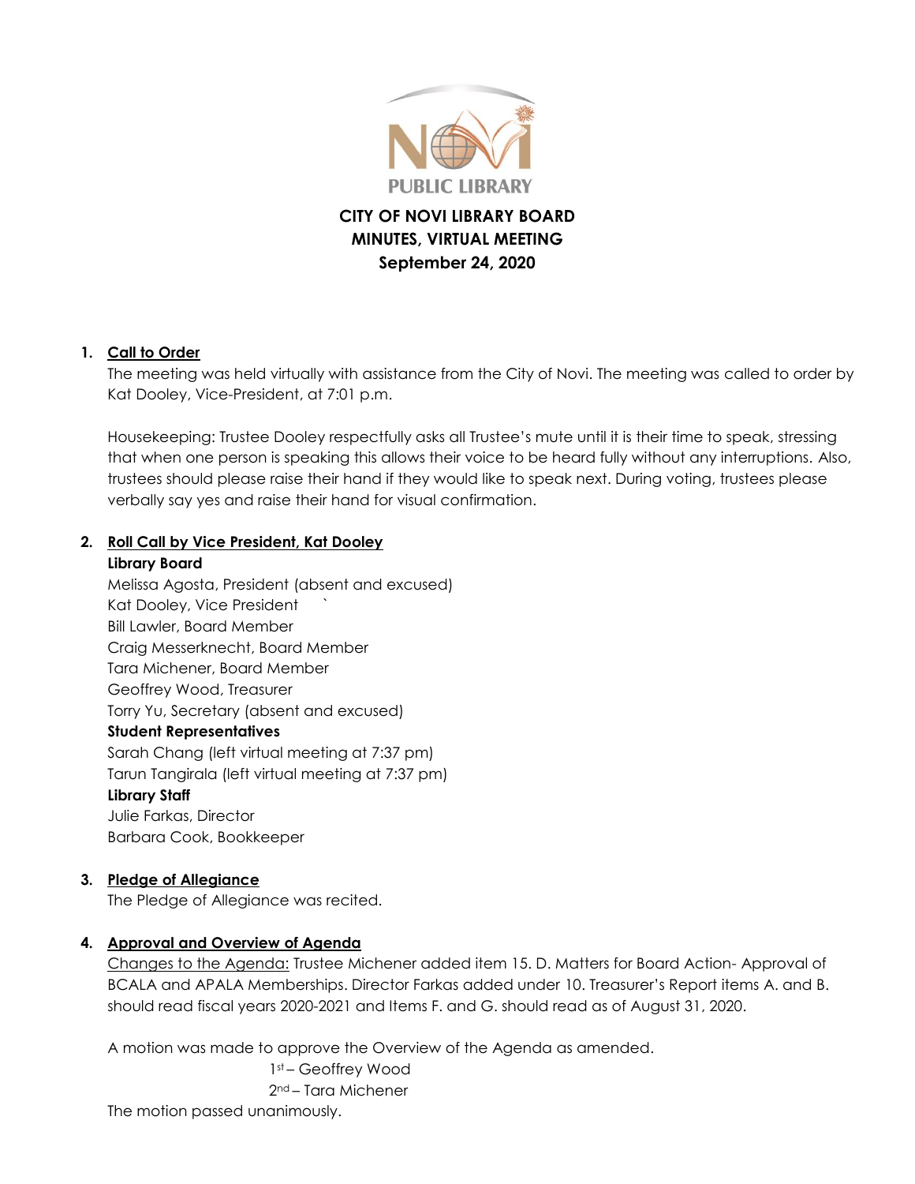# CITY OF NOVI LIBRARY BOARD
# MINUTES, VIRTUAL MEETING
# September 24, 2020

1. **Call to Order**

   The meeting was held virtually with assistance from the City of Novi. The meeting was called to order by Kat Dooley, Vice-President, at 7:01 p.m.

   Housekeeping: Trustee Dooley respectfully asks all Trustee's mute until it is their time to speak, stressing that when one person is speaking this allows their voice to be heard fully without any interruptions. Also, trustees should please raise their hand if they would like to speak next. During voting, trustees please verbally say yes and raise their hand for visual confirmation.

2. **Roll Call by Vice President, Kat Dooley**

   **Library Board**
   Melissa Agosta, President (absent and excused)
   Kat Dooley, Vice President `
   Bill Lawler, Board Member
   Craig Messerknecht, Board Member
   Tara Michener, Board Member
   Geoffrey Wood, Treasurer
   Torry Yu, Secretary (absent and excused)

   **Student Representatives**
   Sarah Chang (left virtual meeting at 7:37 pm)
   Tarun Tangirala (left virtual meeting at 7:37 pm)

   **Library Staff**
   Julie Farkas, Director
   Barbara Cook, Bookkeeper

3. **Pledge of Allegiance**

   The Pledge of Allegiance was recited.

4. **Approval and Overview of Agenda**

   Changes to the Agenda: Trustee Michener added item 15. D. Matters for Board Action- Approval of BCALA and APALA Memberships. Director Farkas added under 10. Treasurer's Report items A. and B. should read fiscal years 2020-2021 and Items F. and G. should read as of August 31, 2020.

   A motion was made to approve the Overview of the Agenda as amended.

   1st – Geoffrey Wood
   2nd – Tara Michener

   The motion passed unanimously.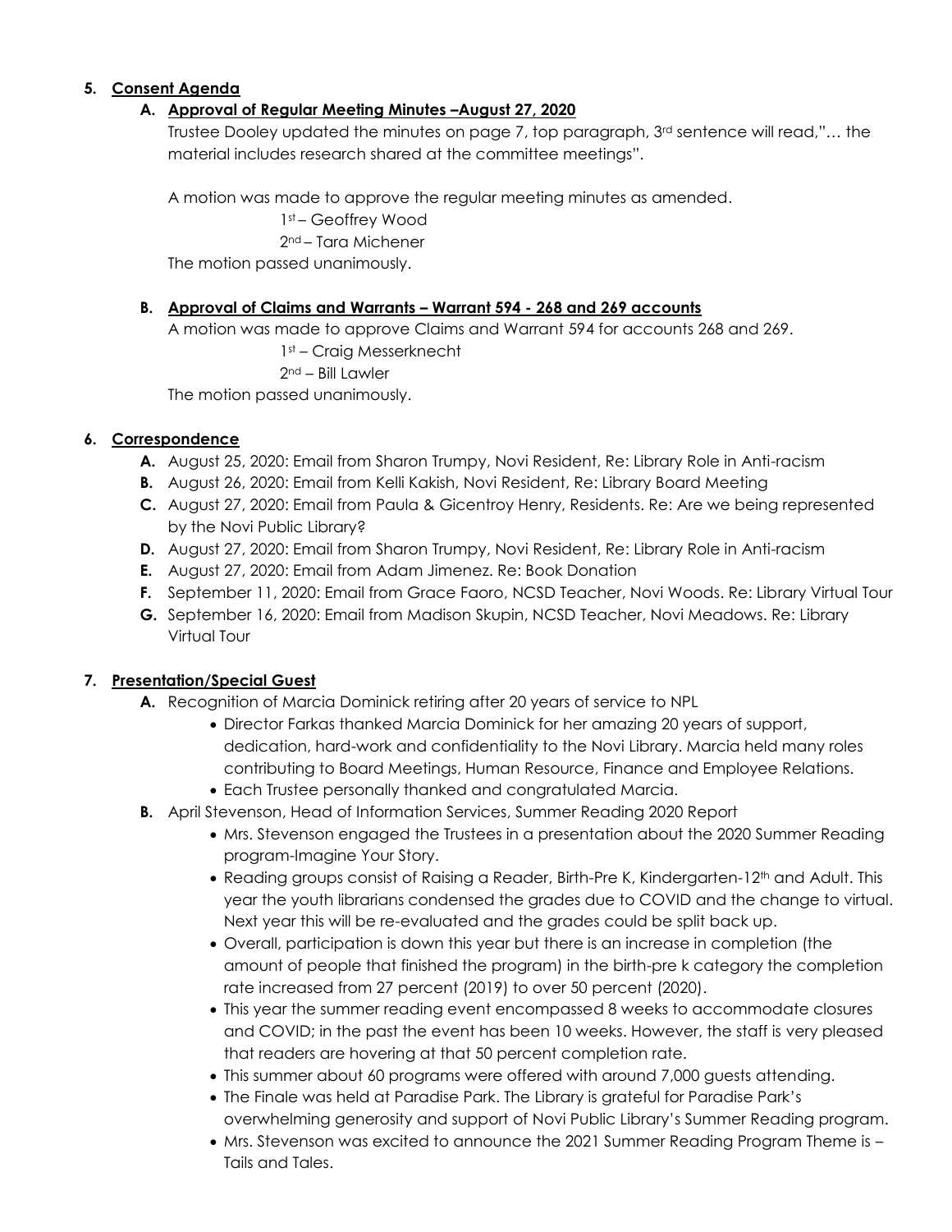5. **Consent Agenda**

   A. **Approval of Regular Meeting Minutes –August 27, 2020**

   Trustee Dooley updated the minutes on page 7, top paragraph, 3rd sentence will read,"… the material includes research shared at the committee meetings".

   A motion was made to approve the regular meeting minutes as amended.

   1st – Geoffrey Wood
   2nd – Tara Michener

   The motion passed unanimously.

   B. **Approval of Claims and Warrants – Warrant 594 - 268 and 269 accounts**

   A motion was made to approve Claims and Warrant 594 for accounts 268 and 269.

   1st – Craig Messerknecht
   2nd – Bill Lawler

   The motion passed unanimously.

6. **Correspondence**

   **A.** August 25, 2020: Email from Sharon Trumpy, Novi Resident, Re: Library Role in Anti-racism
   **B.** August 26, 2020: Email from Kelli Kakish, Novi Resident, Re: Library Board Meeting
   **C.** August 27, 2020: Email from Paula & Gicentroy Henry, Residents. Re: Are we being represented by the Novi Public Library?
   **D.** August 27, 2020: Email from Sharon Trumpy, Novi Resident, Re: Library Role in Anti-racism
   **E.** August 27, 2020: Email from Adam Jimenez. Re: Book Donation
   **F.** September 11, 2020: Email from Grace Faoro, NCSD Teacher, Novi Woods. Re: Library Virtual Tour
   **G.** September 16, 2020: Email from Madison Skupin, NCSD Teacher, Novi Meadows. Re: Library Virtual Tour

7. **Presentation/Special Guest**

   **A.** Recognition of Marcia Dominick retiring after 20 years of service to NPL
   - Director Farkas thanked Marcia Dominick for her amazing 20 years of support, dedication, hard-work and confidentiality to the Novi Library. Marcia held many roles contributing to Board Meetings, Human Resource, Finance and Employee Relations.
   - Each Trustee personally thanked and congratulated Marcia.

   **B.** April Stevenson, Head of Information Services, Summer Reading 2020 Report
   - Mrs. Stevenson engaged the Trustees in a presentation about the 2020 Summer Reading program-Imagine Your Story.
   - Reading groups consist of Raising a Reader, Birth-Pre K, Kindergarten-12th and Adult. This year the youth librarians condensed the grades due to COVID and the change to virtual. Next year this will be re-evaluated and the grades could be split back up.
   - Overall, participation is down this year but there is an increase in completion (the amount of people that finished the program) in the birth-pre k category the completion rate increased from 27 percent (2019) to over 50 percent (2020).
   - This year the summer reading event encompassed 8 weeks to accommodate closures and COVID; in the past the event has been 10 weeks. However, the staff is very pleased that readers are hovering at that 50 percent completion rate.
   - This summer about 60 programs were offered with around 7,000 guests attending.
   - The Finale was held at Paradise Park. The Library is grateful for Paradise Park's overwhelming generosity and support of Novi Public Library's Summer Reading program.
   - Mrs. Stevenson was excited to announce the 2021 Summer Reading Program Theme is – Tails and Tales.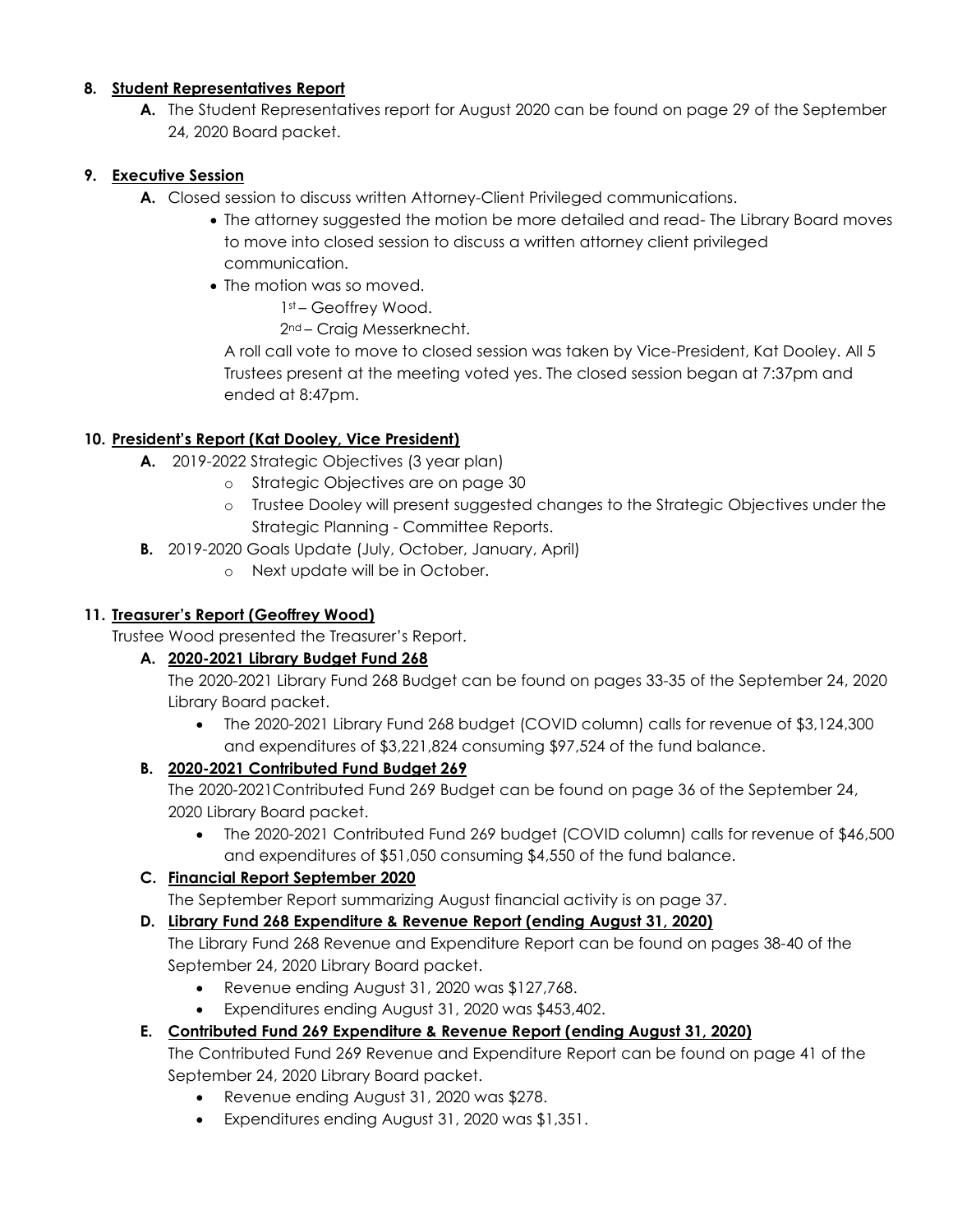**8. Student Representatives Report**

**A.** The Student Representatives report for August 2020 can be found on page 29 of the September 24, 2020 Board packet.

**9. Executive Session**

**A.** Closed session to discuss written Attorney-Client Privileged communications.

- The attorney suggested the motion be more detailed and read- The Library Board moves to move into closed session to discuss a written attorney client privileged communication.
- The motion was so moved.

1st – Geoffrey Wood.

2nd – Craig Messerknecht.

A roll call vote to move to closed session was taken by Vice-President, Kat Dooley. All 5 Trustees present at the meeting voted yes. The closed session began at 7:37pm and ended at 8:47pm.

**10. President's Report (Kat Dooley, Vice President)**

**A.** 2019-2022 Strategic Objectives (3 year plan)

- Strategic Objectives are on page 30
- Trustee Dooley will present suggested changes to the Strategic Objectives under the Strategic Planning - Committee Reports.

**B.** 2019-2020 Goals Update (July, October, January, April)

- Next update will be in October.

**11. Treasurer's Report (Geoffrey Wood)**

Trustee Wood presented the Treasurer's Report.

**A. 2020-2021 Library Budget Fund 268**

The 2020-2021 Library Fund 268 Budget can be found on pages 33-35 of the September 24, 2020 Library Board packet.

- The 2020-2021 Library Fund 268 budget (COVID column) calls for revenue of $3,124,300 and expenditures of $3,221,824 consuming $97,524 of the fund balance.

**B. 2020-2021 Contributed Fund Budget 269**

The 2020-2021Contributed Fund 269 Budget can be found on page 36 of the September 24, 2020 Library Board packet.

- The 2020-2021 Contributed Fund 269 budget (COVID column) calls for revenue of $46,500 and expenditures of $51,050 consuming $4,550 of the fund balance.

**C. Financial Report September 2020**

The September Report summarizing August financial activity is on page 37.

**D. Library Fund 268 Expenditure & Revenue Report (ending August 31, 2020)**

The Library Fund 268 Revenue and Expenditure Report can be found on pages 38-40 of the September 24, 2020 Library Board packet.

- Revenue ending August 31, 2020 was $127,768.
- Expenditures ending August 31, 2020 was $453,402.

**E. Contributed Fund 269 Expenditure & Revenue Report (ending August 31, 2020)**

The Contributed Fund 269 Revenue and Expenditure Report can be found on page 41 of the September 24, 2020 Library Board packet.

- Revenue ending August 31, 2020 was $278.
- Expenditures ending August 31, 2020 was $1,351.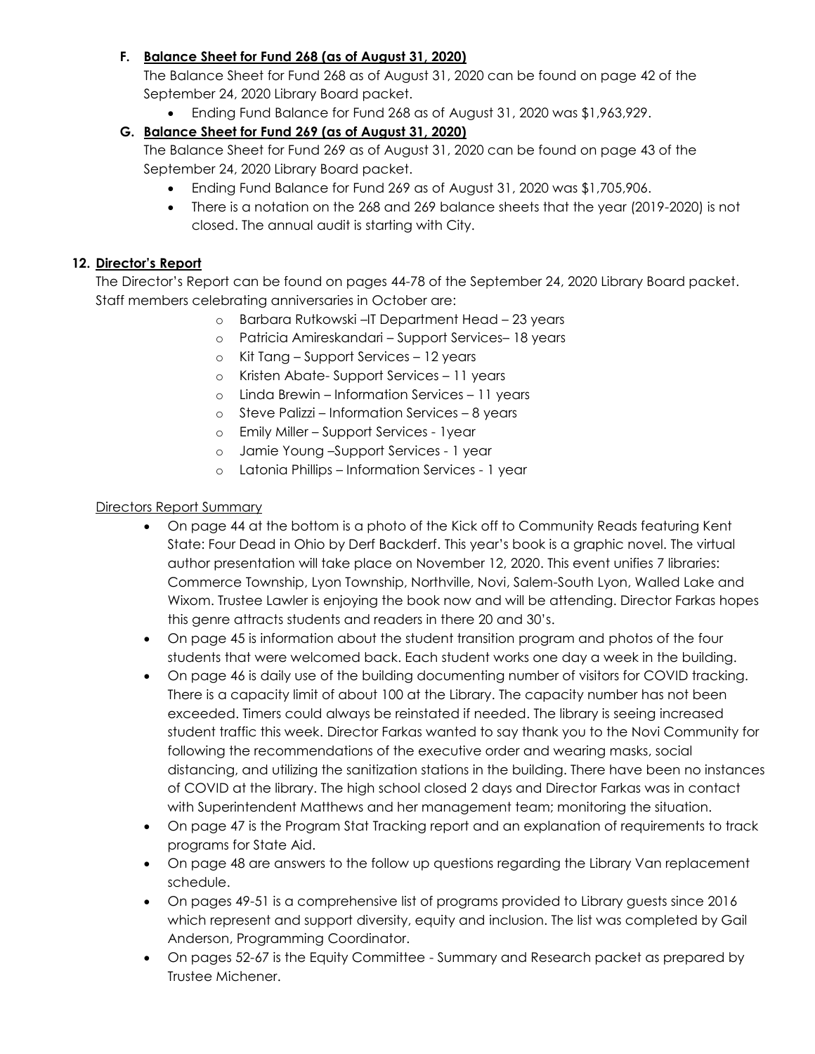**F. Balance Sheet for Fund 268 (as of August 31, 2020)**

The Balance Sheet for Fund 268 as of August 31, 2020 can be found on page 42 of the September 24, 2020 Library Board packet.

- Ending Fund Balance for Fund 268 as of August 31, 2020 was $1,963,929.

**G. Balance Sheet for Fund 269 (as of August 31, 2020)**

The Balance Sheet for Fund 269 as of August 31, 2020 can be found on page 43 of the September 24, 2020 Library Board packet.

- Ending Fund Balance for Fund 269 as of August 31, 2020 was $1,705,906.
- There is a notation on the 268 and 269 balance sheets that the year (2019-2020) is not closed. The annual audit is starting with City.

**12. Director's Report**

The Director's Report can be found on pages 44-78 of the September 24, 2020 Library Board packet. Staff members celebrating anniversaries in October are:

- Barbara Rutkowski –IT Department Head – 23 years
- Patricia Amireskandari – Support Services– 18 years
- Kit Tang – Support Services – 12 years
- Kristen Abate- Support Services – 11 years
- Linda Brewin – Information Services – 11 years
- Steve Palizzi – Information Services – 8 years
- Emily Miller – Support Services - 1year
- Jamie Young –Support Services - 1 year
- Latonia Phillips – Information Services - 1 year

Directors Report Summary

- On page 44 at the bottom is a photo of the Kick off to Community Reads featuring Kent State: Four Dead in Ohio by Derf Backderf. This year's book is a graphic novel. The virtual author presentation will take place on November 12, 2020. This event unifies 7 libraries: Commerce Township, Lyon Township, Northville, Novi, Salem-South Lyon, Walled Lake and Wixom. Trustee Lawler is enjoying the book now and will be attending. Director Farkas hopes this genre attracts students and readers in there 20 and 30's.
- On page 45 is information about the student transition program and photos of the four students that were welcomed back. Each student works one day a week in the building.
- On page 46 is daily use of the building documenting number of visitors for COVID tracking. There is a capacity limit of about 100 at the Library. The capacity number has not been exceeded. Timers could always be reinstated if needed. The library is seeing increased student traffic this week. Director Farkas wanted to say thank you to the Novi Community for following the recommendations of the executive order and wearing masks, social distancing, and utilizing the sanitization stations in the building. There have been no instances of COVID at the library. The high school closed 2 days and Director Farkas was in contact with Superintendent Matthews and her management team; monitoring the situation.
- On page 47 is the Program Stat Tracking report and an explanation of requirements to track programs for State Aid.
- On page 48 are answers to the follow up questions regarding the Library Van replacement schedule.
- On pages 49-51 is a comprehensive list of programs provided to Library guests since 2016 which represent and support diversity, equity and inclusion. The list was completed by Gail Anderson, Programming Coordinator.
- On pages 52-67 is the Equity Committee - Summary and Research packet as prepared by Trustee Michener.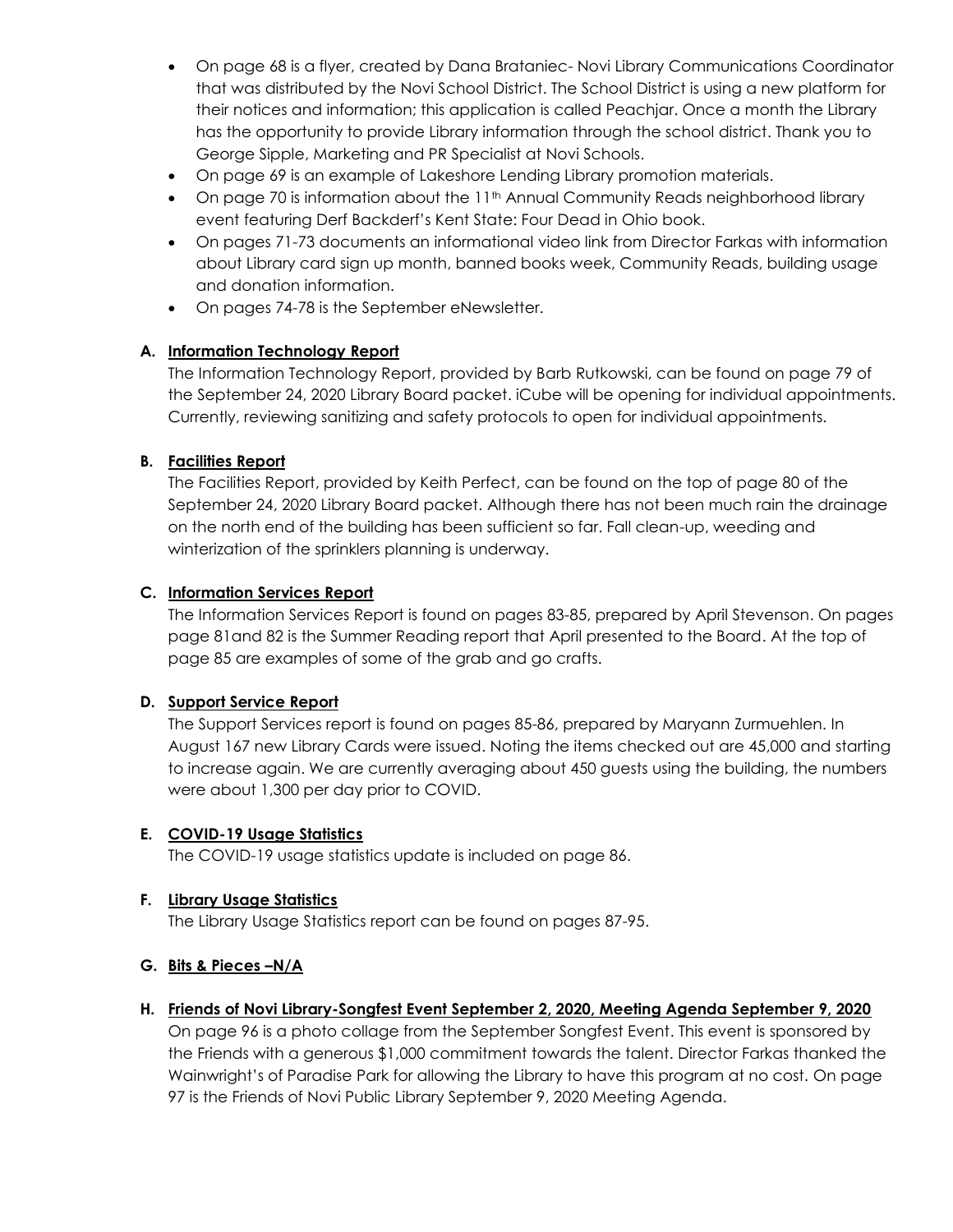- On page 68 is a flyer, created by Dana Brataniec- Novi Library Communications Coordinator that was distributed by the Novi School District. The School District is using a new platform for their notices and information; this application is called Peachjar. Once a month the Library has the opportunity to provide Library information through the school district. Thank you to George Sipple, Marketing and PR Specialist at Novi Schools.
- On page 69 is an example of Lakeshore Lending Library promotion materials.
- On page 70 is information about the 11th Annual Community Reads neighborhood library event featuring Derf Backderf's Kent State: Four Dead in Ohio book.
- On pages 71-73 documents an informational video link from Director Farkas with information about Library card sign up month, banned books week, Community Reads, building usage and donation information.
- On pages 74-78 is the September eNewsletter.

**A. <u>Information Technology Report</u>**

The Information Technology Report, provided by Barb Rutkowski, can be found on page 79 of the September 24, 2020 Library Board packet. iCube will be opening for individual appointments. Currently, reviewing sanitizing and safety protocols to open for individual appointments.

**B. <u>Facilities Report</u>**

The Facilities Report, provided by Keith Perfect, can be found on the top of page 80 of the September 24, 2020 Library Board packet. Although there has not been much rain the drainage on the north end of the building has been sufficient so far. Fall clean-up, weeding and winterization of the sprinklers planning is underway.

**C. <u>Information Services Report</u>**

The Information Services Report is found on pages 83-85, prepared by April Stevenson. On pages page 81and 82 is the Summer Reading report that April presented to the Board. At the top of page 85 are examples of some of the grab and go crafts.

**D. <u>Support Service Report</u>**

The Support Services report is found on pages 85-86, prepared by Maryann Zurmuehlen. In August 167 new Library Cards were issued. Noting the items checked out are 45,000 and starting to increase again. We are currently averaging about 450 guests using the building, the numbers were about 1,300 per day prior to COVID.

**E. <u>COVID-19 Usage Statistics</u>**

The COVID-19 usage statistics update is included on page 86.

**F. <u>Library Usage Statistics</u>**

The Library Usage Statistics report can be found on pages 87-95.

**G. <u>Bits & Pieces –N/A</u>**

**H. <u>Friends of Novi Library-Songfest Event September 2, 2020, Meeting Agenda September 9, 2020</u>**

On page 96 is a photo collage from the September Songfest Event. This event is sponsored by the Friends with a generous $1,000 commitment towards the talent. Director Farkas thanked the Wainwright's of Paradise Park for allowing the Library to have this program at no cost. On page 97 is the Friends of Novi Public Library September 9, 2020 Meeting Agenda.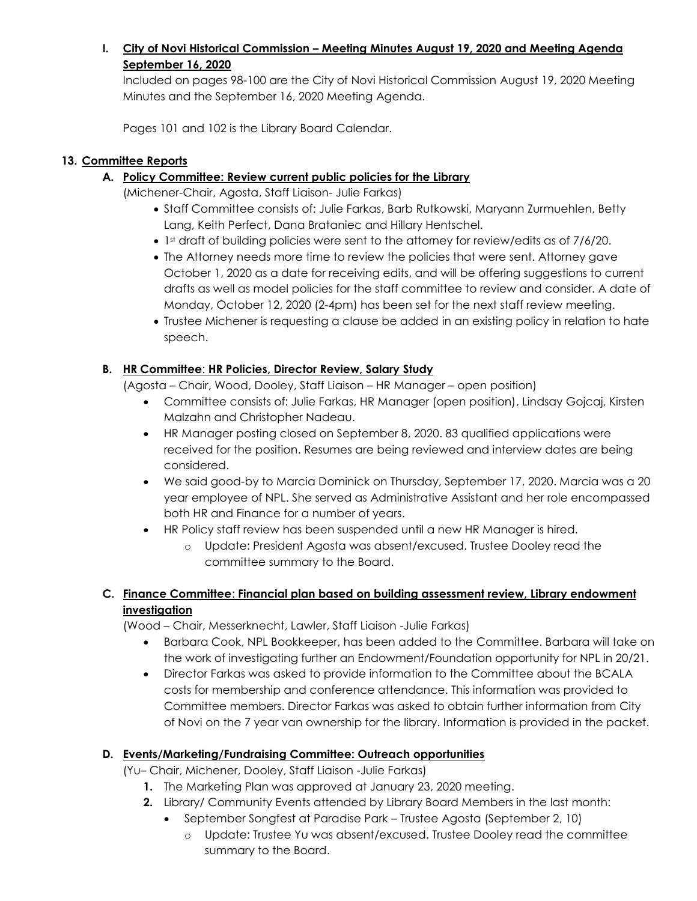**I. City of Novi Historical Commission – Meeting Minutes August 19, 2020 and Meeting Agenda September 16, 2020**

Included on pages 98-100 are the City of Novi Historical Commission August 19, 2020 Meeting Minutes and the September 16, 2020 Meeting Agenda.

Pages 101 and 102 is the Library Board Calendar.

## 13. Committee Reports

### A. Policy Committee: Review current public policies for the Library

(Michener-Chair, Agosta, Staff Liaison- Julie Farkas)

- Staff Committee consists of: Julie Farkas, Barb Rutkowski, Maryann Zurmuehlen, Betty Lang, Keith Perfect, Dana Brataniec and Hillary Hentschel.
- 1st draft of building policies were sent to the attorney for review/edits as of 7/6/20.
- The Attorney needs more time to review the policies that were sent. Attorney gave October 1, 2020 as a date for receiving edits, and will be offering suggestions to current drafts as well as model policies for the staff committee to review and consider. A date of Monday, October 12, 2020 (2-4pm) has been set for the next staff review meeting.
- Trustee Michener is requesting a clause be added in an existing policy in relation to hate speech.

### B. HR Committee: HR Policies, Director Review, Salary Study

(Agosta – Chair, Wood, Dooley, Staff Liaison – HR Manager – open position)

- Committee consists of: Julie Farkas, HR Manager (open position), Lindsay Gojcaj, Kirsten Malzahn and Christopher Nadeau.
- HR Manager posting closed on September 8, 2020. 83 qualified applications were received for the position. Resumes are being reviewed and interview dates are being considered.
- We said good-by to Marcia Dominick on Thursday, September 17, 2020. Marcia was a 20 year employee of NPL. She served as Administrative Assistant and her role encompassed both HR and Finance for a number of years.
- HR Policy staff review has been suspended until a new HR Manager is hired.
  - Update: President Agosta was absent/excused. Trustee Dooley read the committee summary to the Board.

### C. Finance Committee: Financial plan based on building assessment review, Library endowment investigation

(Wood – Chair, Messerknecht, Lawler, Staff Liaison -Julie Farkas)

- Barbara Cook, NPL Bookkeeper, has been added to the Committee. Barbara will take on the work of investigating further an Endowment/Foundation opportunity for NPL in 20/21.
- Director Farkas was asked to provide information to the Committee about the BCALA costs for membership and conference attendance. This information was provided to Committee members. Director Farkas was asked to obtain further information from City of Novi on the 7 year van ownership for the library. Information is provided in the packet.

### D. Events/Marketing/Fundraising Committee: Outreach opportunities

(Yu– Chair, Michener, Dooley, Staff Liaison -Julie Farkas)

1. The Marketing Plan was approved at January 23, 2020 meeting.
2. Library/ Community Events attended by Library Board Members in the last month:
   - September Songfest at Paradise Park – Trustee Agosta (September 2, 10)
     - Update: Trustee Yu was absent/excused. Trustee Dooley read the committee summary to the Board.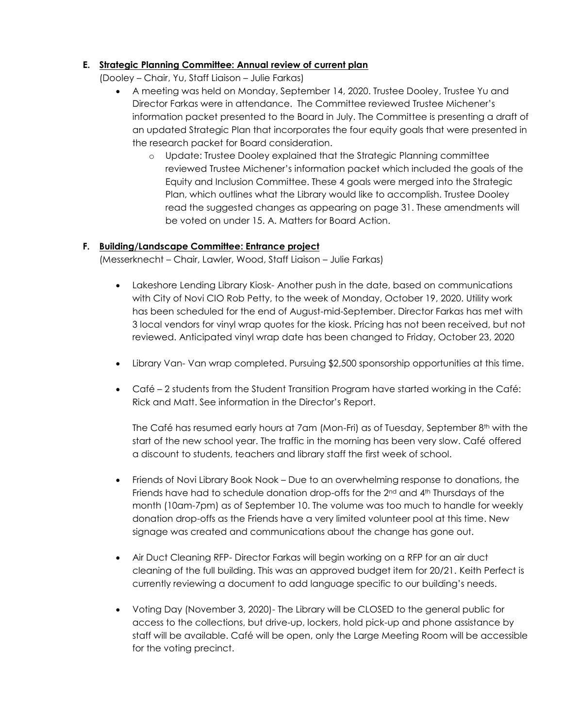**E. Strategic Planning Committee: Annual review of current plan**

(Dooley – Chair, Yu, Staff Liaison – Julie Farkas)

- A meeting was held on Monday, September 14, 2020. Trustee Dooley, Trustee Yu and Director Farkas were in attendance. The Committee reviewed Trustee Michener's information packet presented to the Board in July. The Committee is presenting a draft of an updated Strategic Plan that incorporates the four equity goals that were presented in the research packet for Board consideration.
    - Update: Trustee Dooley explained that the Strategic Planning committee reviewed Trustee Michener's information packet which included the goals of the Equity and Inclusion Committee. These 4 goals were merged into the Strategic Plan, which outlines what the Library would like to accomplish. Trustee Dooley read the suggested changes as appearing on page 31. These amendments will be voted on under 15. A. Matters for Board Action.

**F. Building/Landscape Committee: Entrance project**

(Messerknecht – Chair, Lawler, Wood, Staff Liaison – Julie Farkas)

- Lakeshore Lending Library Kiosk- Another push in the date, based on communications with City of Novi CIO Rob Petty, to the week of Monday, October 19, 2020. Utility work has been scheduled for the end of August-mid-September. Director Farkas has met with 3 local vendors for vinyl wrap quotes for the kiosk. Pricing has not been received, but not reviewed. Anticipated vinyl wrap date has been changed to Friday, October 23, 2020

- Library Van- Van wrap completed. Pursuing $2,500 sponsorship opportunities at this time.

- Café – 2 students from the Student Transition Program have started working in the Café: Rick and Matt. See information in the Director's Report.

  The Café has resumed early hours at 7am (Mon-Fri) as of Tuesday, September 8th with the start of the new school year. The traffic in the morning has been very slow. Café offered a discount to students, teachers and library staff the first week of school.

- Friends of Novi Library Book Nook – Due to an overwhelming response to donations, the Friends have had to schedule donation drop-offs for the 2nd and 4th Thursdays of the month (10am-7pm) as of September 10. The volume was too much to handle for weekly donation drop-offs as the Friends have a very limited volunteer pool at this time. New signage was created and communications about the change has gone out.

- Air Duct Cleaning RFP- Director Farkas will begin working on a RFP for an air duct cleaning of the full building. This was an approved budget item for 20/21. Keith Perfect is currently reviewing a document to add language specific to our building's needs.

- Voting Day (November 3, 2020)- The Library will be CLOSED to the general public for access to the collections, but drive-up, lockers, hold pick-up and phone assistance by staff will be available. Café will be open, only the Large Meeting Room will be accessible for the voting precinct.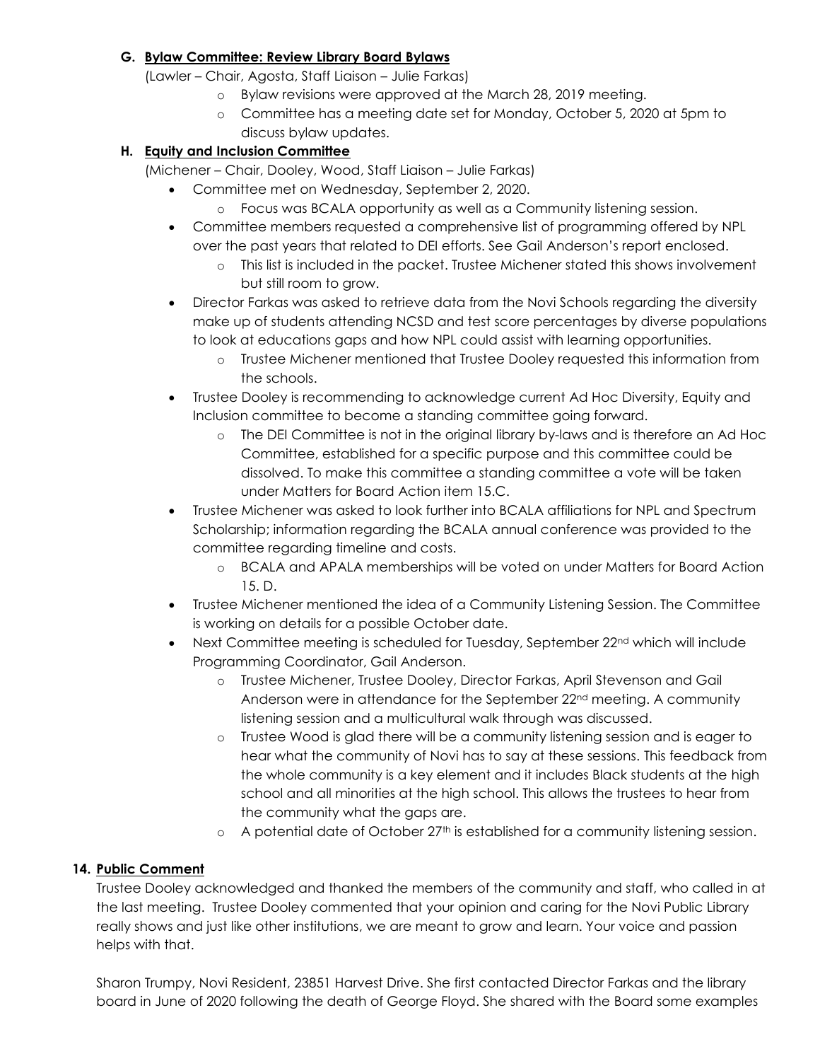**G. Bylaw Committee: Review Library Board Bylaws**

(Lawler – Chair, Agosta, Staff Liaison – Julie Farkas)

- Bylaw revisions were approved at the March 28, 2019 meeting.
- Committee has a meeting date set for Monday, October 5, 2020 at 5pm to discuss bylaw updates.

**H. Equity and Inclusion Committee**

(Michener – Chair, Dooley, Wood, Staff Liaison – Julie Farkas)

- Committee met on Wednesday, September 2, 2020.
  - Focus was BCALA opportunity as well as a Community listening session.
- Committee members requested a comprehensive list of programming offered by NPL over the past years that related to DEI efforts. See Gail Anderson's report enclosed.
  - This list is included in the packet. Trustee Michener stated this shows involvement but still room to grow.
- Director Farkas was asked to retrieve data from the Novi Schools regarding the diversity make up of students attending NCSD and test score percentages by diverse populations to look at educations gaps and how NPL could assist with learning opportunities.
  - Trustee Michener mentioned that Trustee Dooley requested this information from the schools.
- Trustee Dooley is recommending to acknowledge current Ad Hoc Diversity, Equity and Inclusion committee to become a standing committee going forward.
  - The DEI Committee is not in the original library by-laws and is therefore an Ad Hoc Committee, established for a specific purpose and this committee could be dissolved. To make this committee a standing committee a vote will be taken under Matters for Board Action item 15.C.
- Trustee Michener was asked to look further into BCALA affiliations for NPL and Spectrum Scholarship; information regarding the BCALA annual conference was provided to the committee regarding timeline and costs.
  - BCALA and APALA memberships will be voted on under Matters for Board Action 15. D.
- Trustee Michener mentioned the idea of a Community Listening Session. The Committee is working on details for a possible October date.
- Next Committee meeting is scheduled for Tuesday, September 22nd which will include Programming Coordinator, Gail Anderson.
  - Trustee Michener, Trustee Dooley, Director Farkas, April Stevenson and Gail Anderson were in attendance for the September 22nd meeting. A community listening session and a multicultural walk through was discussed.
  - Trustee Wood is glad there will be a community listening session and is eager to hear what the community of Novi has to say at these sessions. This feedback from the whole community is a key element and it includes Black students at the high school and all minorities at the high school. This allows the trustees to hear from the community what the gaps are.
  - A potential date of October 27th is established for a community listening session.

**14. Public Comment**

Trustee Dooley acknowledged and thanked the members of the community and staff, who called in at the last meeting. Trustee Dooley commented that your opinion and caring for the Novi Public Library really shows and just like other institutions, we are meant to grow and learn. Your voice and passion helps with that.

Sharon Trumpy, Novi Resident, 23851 Harvest Drive. She first contacted Director Farkas and the library board in June of 2020 following the death of George Floyd. She shared with the Board some examples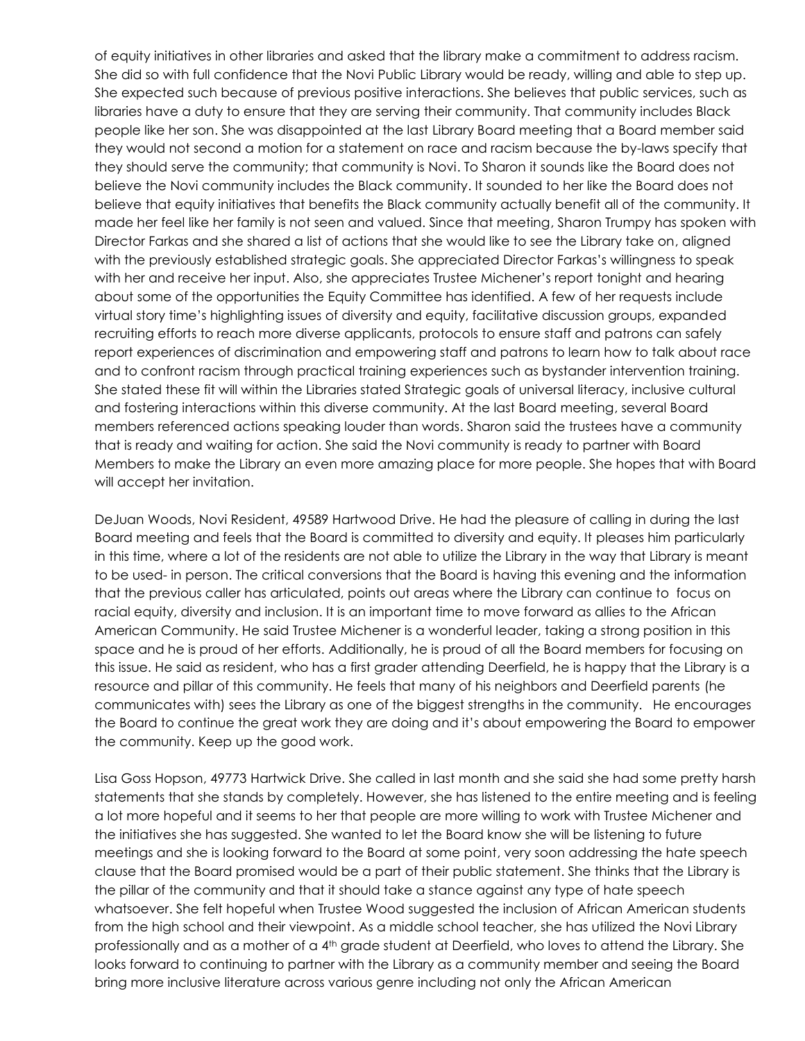of equity initiatives in other libraries and asked that the library make a commitment to address racism. She did so with full confidence that the Novi Public Library would be ready, willing and able to step up. She expected such because of previous positive interactions. She believes that public services, such as libraries have a duty to ensure that they are serving their community. That community includes Black people like her son. She was disappointed at the last Library Board meeting that a Board member said they would not second a motion for a statement on race and racism because the by-laws specify that they should serve the community; that community is Novi. To Sharon it sounds like the Board does not believe the Novi community includes the Black community. It sounded to her like the Board does not believe that equity initiatives that benefits the Black community actually benefit all of the community. It made her feel like her family is not seen and valued. Since that meeting, Sharon Trumpy has spoken with Director Farkas and she shared a list of actions that she would like to see the Library take on, aligned with the previously established strategic goals. She appreciated Director Farkas's willingness to speak with her and receive her input. Also, she appreciates Trustee Michener's report tonight and hearing about some of the opportunities the Equity Committee has identified. A few of her requests include virtual story time's highlighting issues of diversity and equity, facilitative discussion groups, expanded recruiting efforts to reach more diverse applicants, protocols to ensure staff and patrons can safely report experiences of discrimination and empowering staff and patrons to learn how to talk about race and to confront racism through practical training experiences such as bystander intervention training. She stated these fit will within the Libraries stated Strategic goals of universal literacy, inclusive cultural and fostering interactions within this diverse community. At the last Board meeting, several Board members referenced actions speaking louder than words. Sharon said the trustees have a community that is ready and waiting for action. She said the Novi community is ready to partner with Board Members to make the Library an even more amazing place for more people. She hopes that with Board will accept her invitation.

DeJuan Woods, Novi Resident, 49589 Hartwood Drive. He had the pleasure of calling in during the last Board meeting and feels that the Board is committed to diversity and equity. It pleases him particularly in this time, where a lot of the residents are not able to utilize the Library in the way that Library is meant to be used- in person. The critical conversions that the Board is having this evening and the information that the previous caller has articulated, points out areas where the Library can continue to focus on racial equity, diversity and inclusion. It is an important time to move forward as allies to the African American Community. He said Trustee Michener is a wonderful leader, taking a strong position in this space and he is proud of her efforts. Additionally, he is proud of all the Board members for focusing on this issue. He said as resident, who has a first grader attending Deerfield, he is happy that the Library is a resource and pillar of this community. He feels that many of his neighbors and Deerfield parents (he communicates with) sees the Library as one of the biggest strengths in the community. He encourages the Board to continue the great work they are doing and it's about empowering the Board to empower the community. Keep up the good work.

Lisa Goss Hopson, 49773 Hartwick Drive. She called in last month and she said she had some pretty harsh statements that she stands by completely. However, she has listened to the entire meeting and is feeling a lot more hopeful and it seems to her that people are more willing to work with Trustee Michener and the initiatives she has suggested. She wanted to let the Board know she will be listening to future meetings and she is looking forward to the Board at some point, very soon addressing the hate speech clause that the Board promised would be a part of their public statement. She thinks that the Library is the pillar of the community and that it should take a stance against any type of hate speech whatsoever. She felt hopeful when Trustee Wood suggested the inclusion of African American students from the high school and their viewpoint. As a middle school teacher, she has utilized the Novi Library professionally and as a mother of a 4th grade student at Deerfield, who loves to attend the Library. She looks forward to continuing to partner with the Library as a community member and seeing the Board bring more inclusive literature across various genre including not only the African American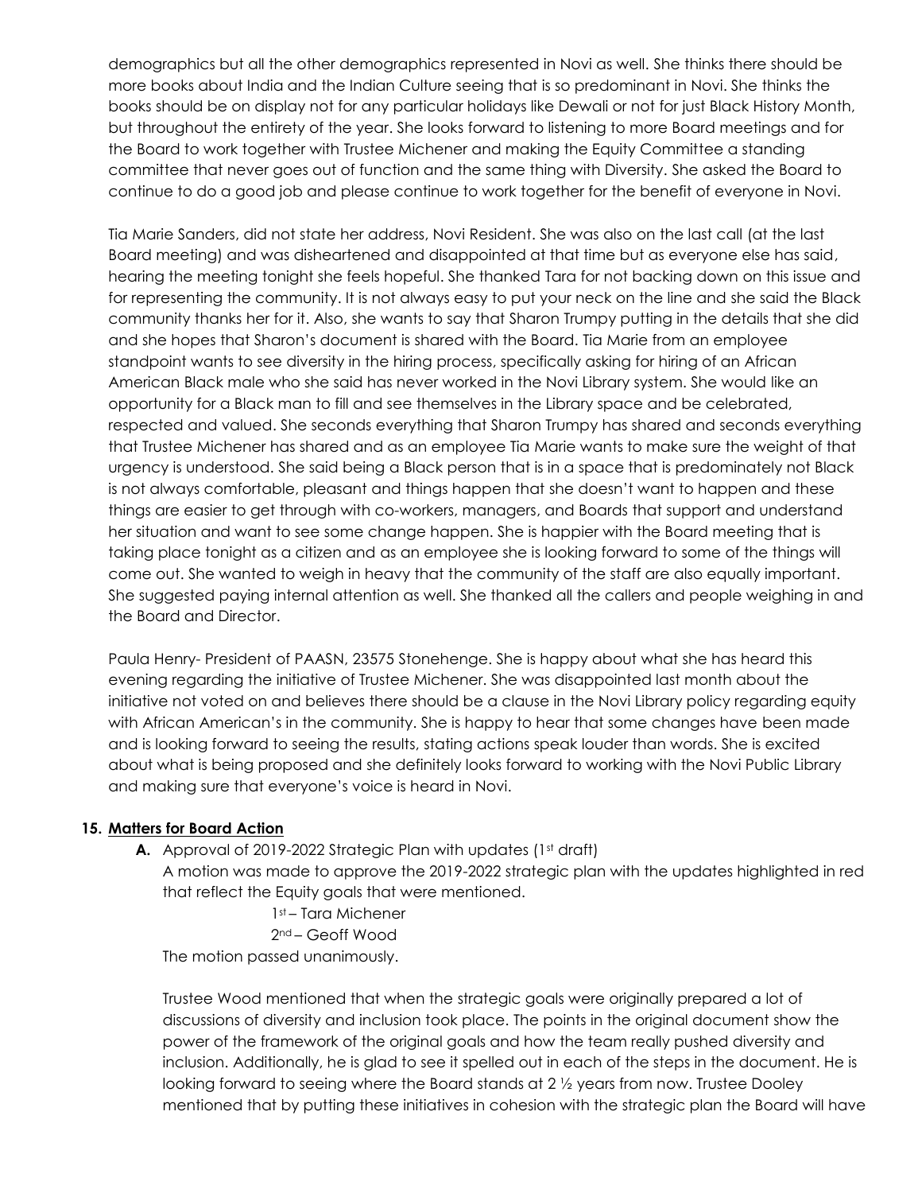demographics but all the other demographics represented in Novi as well. She thinks there should be more books about India and the Indian Culture seeing that is so predominant in Novi. She thinks the books should be on display not for any particular holidays like Dewali or not for just Black History Month, but throughout the entirety of the year. She looks forward to listening to more Board meetings and for the Board to work together with Trustee Michener and making the Equity Committee a standing committee that never goes out of function and the same thing with Diversity. She asked the Board to continue to do a good job and please continue to work together for the benefit of everyone in Novi.

Tia Marie Sanders, did not state her address, Novi Resident. She was also on the last call (at the last Board meeting) and was disheartened and disappointed at that time but as everyone else has said, hearing the meeting tonight she feels hopeful. She thanked Tara for not backing down on this issue and for representing the community. It is not always easy to put your neck on the line and she said the Black community thanks her for it. Also, she wants to say that Sharon Trumpy putting in the details that she did and she hopes that Sharon's document is shared with the Board. Tia Marie from an employee standpoint wants to see diversity in the hiring process, specifically asking for hiring of an African American Black male who she said has never worked in the Novi Library system. She would like an opportunity for a Black man to fill and see themselves in the Library space and be celebrated, respected and valued. She seconds everything that Sharon Trumpy has shared and seconds everything that Trustee Michener has shared and as an employee Tia Marie wants to make sure the weight of that urgency is understood. She said being a Black person that is in a space that is predominately not Black is not always comfortable, pleasant and things happen that she doesn't want to happen and these things are easier to get through with co-workers, managers, and Boards that support and understand her situation and want to see some change happen. She is happier with the Board meeting that is taking place tonight as a citizen and as an employee she is looking forward to some of the things will come out. She wanted to weigh in heavy that the community of the staff are also equally important. She suggested paying internal attention as well. She thanked all the callers and people weighing in and the Board and Director.

Paula Henry- President of PAASN, 23575 Stonehenge. She is happy about what she has heard this evening regarding the initiative of Trustee Michener. She was disappointed last month about the initiative not voted on and believes there should be a clause in the Novi Library policy regarding equity with African American's in the community. She is happy to hear that some changes have been made and is looking forward to seeing the results, stating actions speak louder than words. She is excited about what is being proposed and she definitely looks forward to working with the Novi Public Library and making sure that everyone's voice is heard in Novi.

**15. Matters for Board Action**

**A.** Approval of 2019-2022 Strategic Plan with updates (1st draft)

A motion was made to approve the 2019-2022 strategic plan with the updates highlighted in red that reflect the Equity goals that were mentioned.

1st – Tara Michener
2nd – Geoff Wood

The motion passed unanimously.

Trustee Wood mentioned that when the strategic goals were originally prepared a lot of discussions of diversity and inclusion took place. The points in the original document show the power of the framework of the original goals and how the team really pushed diversity and inclusion. Additionally, he is glad to see it spelled out in each of the steps in the document. He is looking forward to seeing where the Board stands at 2 ½ years from now. Trustee Dooley mentioned that by putting these initiatives in cohesion with the strategic plan the Board will have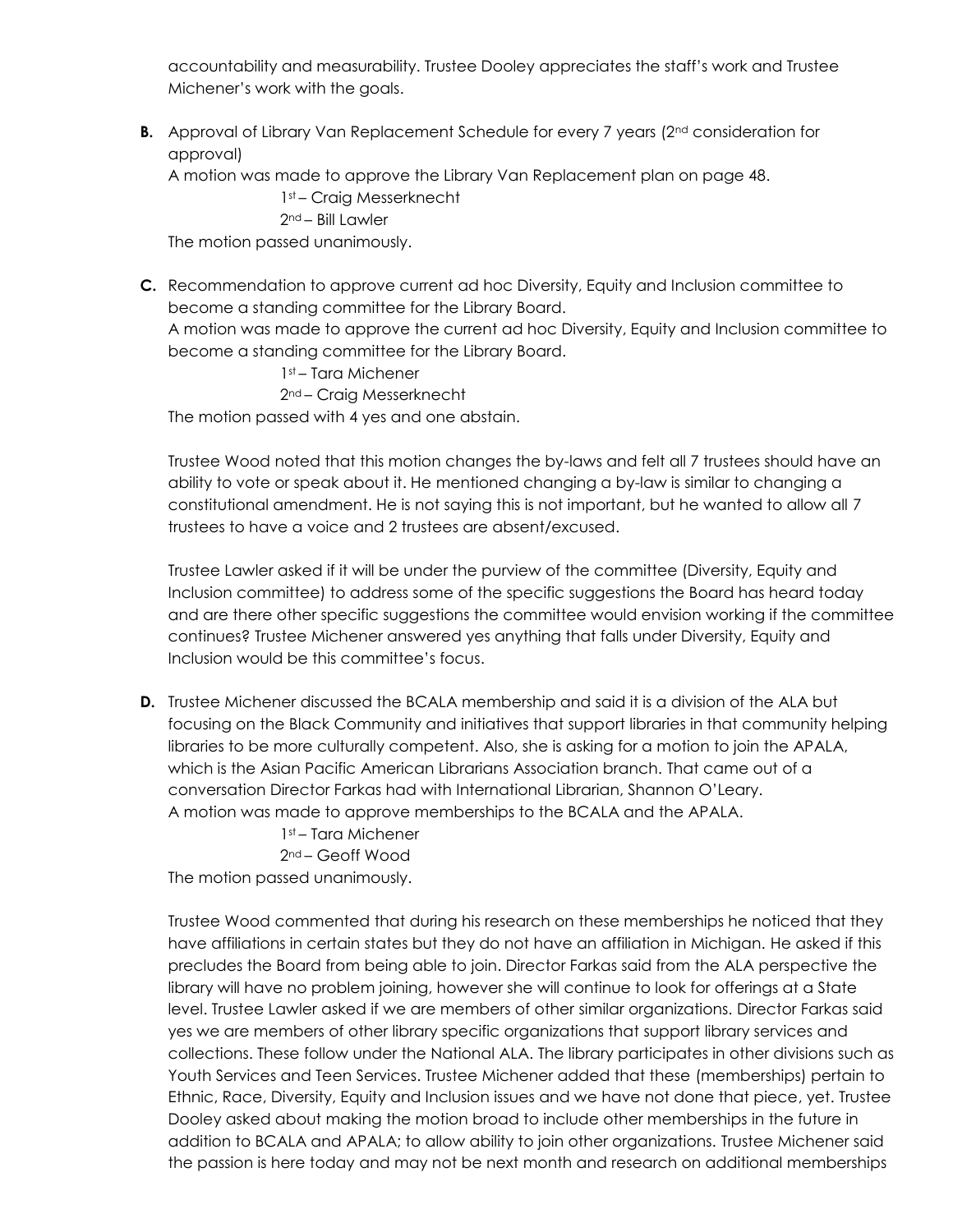accountability and measurability. Trustee Dooley appreciates the staff's work and Trustee Michener's work with the goals.

**B.** Approval of Library Van Replacement Schedule for every 7 years (2nd consideration for approval)

A motion was made to approve the Library Van Replacement plan on page 48.

1st – Craig Messerknecht

2nd – Bill Lawler

The motion passed unanimously.

**C.** Recommendation to approve current ad hoc Diversity, Equity and Inclusion committee to become a standing committee for the Library Board.

A motion was made to approve the current ad hoc Diversity, Equity and Inclusion committee to become a standing committee for the Library Board.

1st – Tara Michener

2nd – Craig Messerknecht

The motion passed with 4 yes and one abstain.

Trustee Wood noted that this motion changes the by-laws and felt all 7 trustees should have an ability to vote or speak about it. He mentioned changing a by-law is similar to changing a constitutional amendment. He is not saying this is not important, but he wanted to allow all 7 trustees to have a voice and 2 trustees are absent/excused.

Trustee Lawler asked if it will be under the purview of the committee (Diversity, Equity and Inclusion committee) to address some of the specific suggestions the Board has heard today and are there other specific suggestions the committee would envision working if the committee continues? Trustee Michener answered yes anything that falls under Diversity, Equity and Inclusion would be this committee's focus.

**D.** Trustee Michener discussed the BCALA membership and said it is a division of the ALA but focusing on the Black Community and initiatives that support libraries in that community helping libraries to be more culturally competent. Also, she is asking for a motion to join the APALA, which is the Asian Pacific American Librarians Association branch. That came out of a conversation Director Farkas had with International Librarian, Shannon O'Leary.

A motion was made to approve memberships to the BCALA and the APALA.

1st – Tara Michener

2nd – Geoff Wood

The motion passed unanimously.

Trustee Wood commented that during his research on these memberships he noticed that they have affiliations in certain states but they do not have an affiliation in Michigan. He asked if this precludes the Board from being able to join. Director Farkas said from the ALA perspective the library will have no problem joining, however she will continue to look for offerings at a State level. Trustee Lawler asked if we are members of other similar organizations. Director Farkas said yes we are members of other library specific organizations that support library services and collections. These follow under the National ALA. The library participates in other divisions such as Youth Services and Teen Services. Trustee Michener added that these (memberships) pertain to Ethnic, Race, Diversity, Equity and Inclusion issues and we have not done that piece, yet. Trustee Dooley asked about making the motion broad to include other memberships in the future in addition to BCALA and APALA; to allow ability to join other organizations. Trustee Michener said the passion is here today and may not be next month and research on additional memberships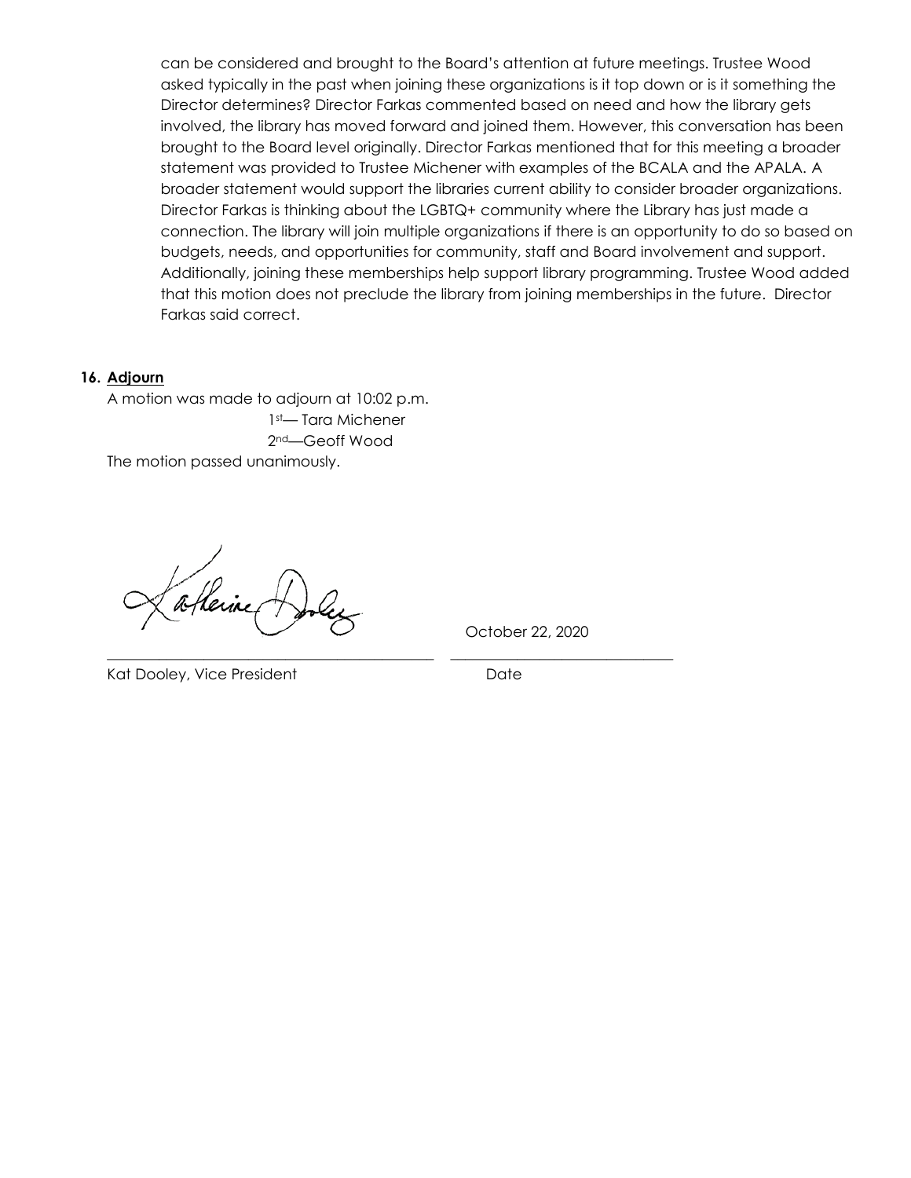can be considered and brought to the Board's attention at future meetings. Trustee Wood asked typically in the past when joining these organizations is it top down or is it something the Director determines? Director Farkas commented based on need and how the library gets involved, the library has moved forward and joined them. However, this conversation has been brought to the Board level originally. Director Farkas mentioned that for this meeting a broader statement was provided to Trustee Michener with examples of the BCALA and the APALA. A broader statement would support the libraries current ability to consider broader organizations. Director Farkas is thinking about the LGBTQ+ community where the Library has just made a connection. The library will join multiple organizations if there is an opportunity to do so based on budgets, needs, and opportunities for community, staff and Board involvement and support. Additionally, joining these memberships help support library programming. Trustee Wood added that this motion does not preclude the library from joining memberships in the future. Director Farkas said correct.

**16. Adjourn**

A motion was made to adjourn at 10:02 p.m.

1st— Tara Michener

2nd—Geoff Wood

The motion passed unanimously.

October 22, 2020

Kat Dooley, Vice President

Date